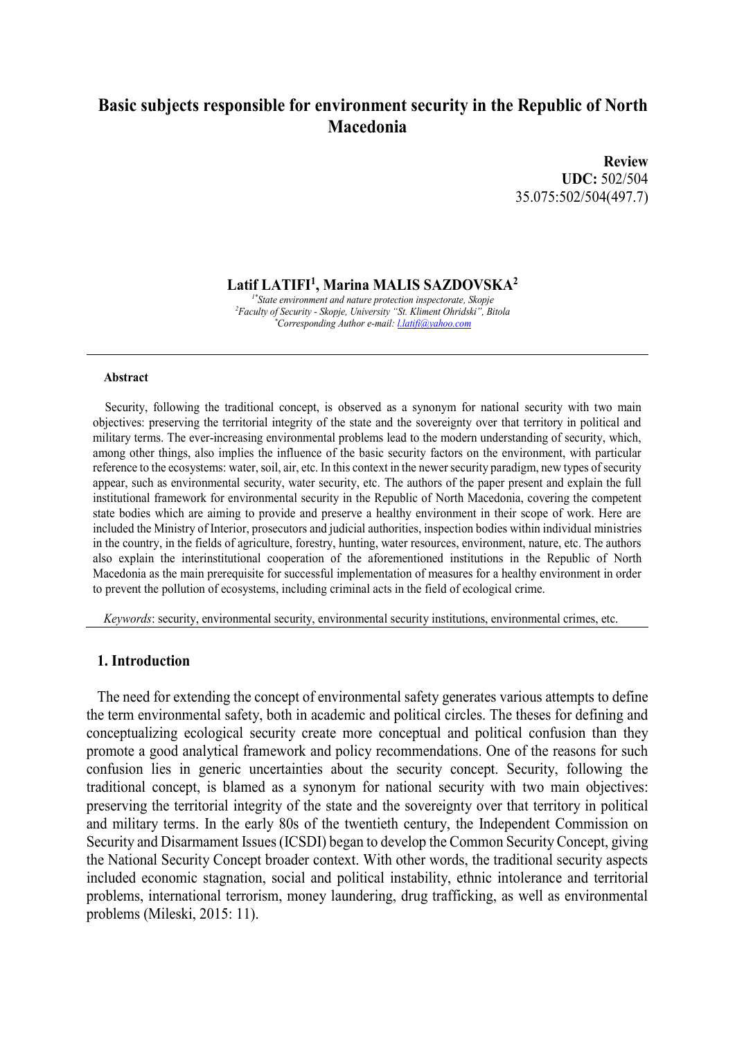# Basic subjects responsible for environment security in the Republic of North Macedonia

**Review**
**UDC:** 502/504
35.075:502/504(497.7)

**Latif LATIFI[1], Marina MALIS SAZDOVSKA[2]**

*[1*]State environment and nature protection inspectorate, Skopje*
*[2]Faculty of Security - Skopje, University "St. Kliment Ohridski", Bitola*
*[*]Corresponding Author e-mail: l.latifi@yahoo.com*

**Abstract**

Security, following the traditional concept, is observed as a synonym for national security with two main objectives: preserving the territorial integrity of the state and the sovereignty over that territory in political and military terms. The ever-increasing environmental problems lead to the modern understanding of security, which, among other things, also implies the influence of the basic security factors on the environment, with particular reference to the ecosystems: water, soil, air, etc. In this context in the newer security paradigm, new types of security appear, such as environmental security, water security, etc. The authors of the paper present and explain the full institutional framework for environmental security in the Republic of North Macedonia, covering the competent state bodies which are aiming to provide and preserve a healthy environment in their scope of work. Here are included the Ministry of Interior, prosecutors and judicial authorities, inspection bodies within individual ministries in the country, in the fields of agriculture, forestry, hunting, water resources, environment, nature, etc. The authors also explain the interinstitutional cooperation of the aforementioned institutions in the Republic of North Macedonia as the main prerequisite for successful implementation of measures for a healthy environment in order to prevent the pollution of ecosystems, including criminal acts in the field of ecological crime.

*Keywords*: security, environmental security, environmental security institutions, environmental crimes, etc.

## 1. Introduction

The need for extending the concept of environmental safety generates various attempts to define the term environmental safety, both in academic and political circles. The theses for defining and conceptualizing ecological security create more conceptual and political confusion than they promote a good analytical framework and policy recommendations. One of the reasons for such confusion lies in generic uncertainties about the security concept. Security, following the traditional concept, is blamed as a synonym for national security with two main objectives: preserving the territorial integrity of the state and the sovereignty over that territory in political and military terms. In the early 80s of the twentieth century, the Independent Commission on Security and Disarmament Issues (ICSDI) began to develop the Common Security Concept, giving the National Security Concept broader context. With other words, the traditional security aspects included economic stagnation, social and political instability, ethnic intolerance and territorial problems, international terrorism, money laundering, drug trafficking, as well as environmental problems (Mileski, 2015: 11).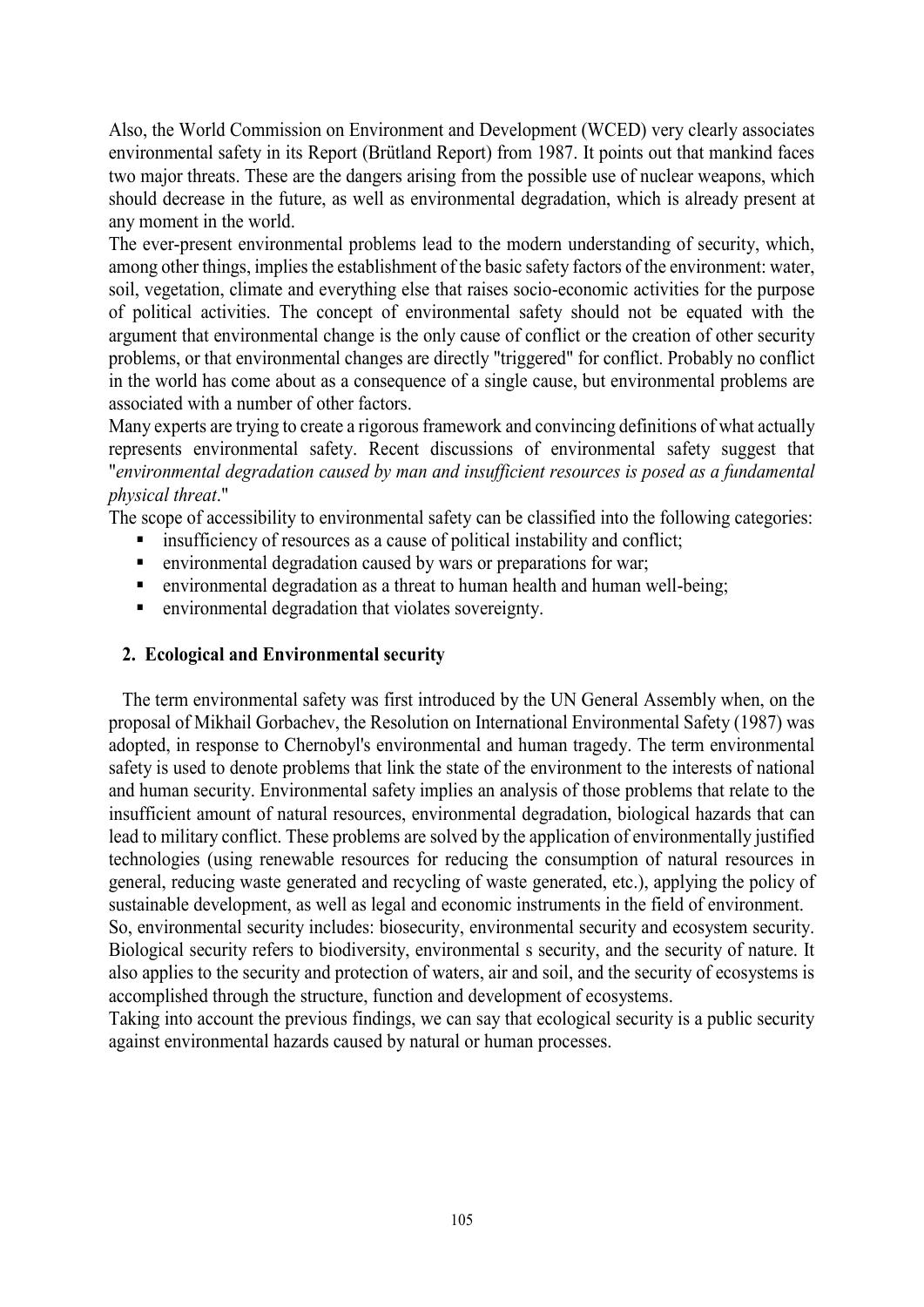Also, the World Commission on Environment and Development (WCED) very clearly associates environmental safety in its Report (Brütland Report) from 1987. It points out that mankind faces two major threats. These are the dangers arising from the possible use of nuclear weapons, which should decrease in the future, as well as environmental degradation, which is already present at any moment in the world.

The ever-present environmental problems lead to the modern understanding of security, which, among other things, implies the establishment of the basic safety factors of the environment: water, soil, vegetation, climate and everything else that raises socio-economic activities for the purpose of political activities. The concept of environmental safety should not be equated with the argument that environmental change is the only cause of conflict or the creation of other security problems, or that environmental changes are directly "triggered" for conflict. Probably no conflict in the world has come about as a consequence of a single cause, but environmental problems are associated with a number of other factors.

Many experts are trying to create a rigorous framework and convincing definitions of what actually represents environmental safety. Recent discussions of environmental safety suggest that "*environmental degradation caused by man and insufficient resources is posed as a fundamental physical threat*."

The scope of accessibility to environmental safety can be classified into the following categories:

- insufficiency of resources as a cause of political instability and conflict;
- environmental degradation caused by wars or preparations for war;
- environmental degradation as a threat to human health and human well-being;
- environmental degradation that violates sovereignty.

## 2. Ecological and Environmental security

The term environmental safety was first introduced by the UN General Assembly when, on the proposal of Mikhail Gorbachev, the Resolution on International Environmental Safety (1987) was adopted, in response to Chernobyl's environmental and human tragedy. The term environmental safety is used to denote problems that link the state of the environment to the interests of national and human security. Environmental safety implies an analysis of those problems that relate to the insufficient amount of natural resources, environmental degradation, biological hazards that can lead to military conflict. These problems are solved by the application of environmentally justified technologies (using renewable resources for reducing the consumption of natural resources in general, reducing waste generated and recycling of waste generated, etc.), applying the policy of sustainable development, as well as legal and economic instruments in the field of environment.

So, environmental security includes: biosecurity, environmental security and ecosystem security. Biological security refers to biodiversity, environmental s security, and the security of nature. It also applies to the security and protection of waters, air and soil, and the security of ecosystems is accomplished through the structure, function and development of ecosystems.

Taking into account the previous findings, we can say that ecological security is a public security against environmental hazards caused by natural or human processes.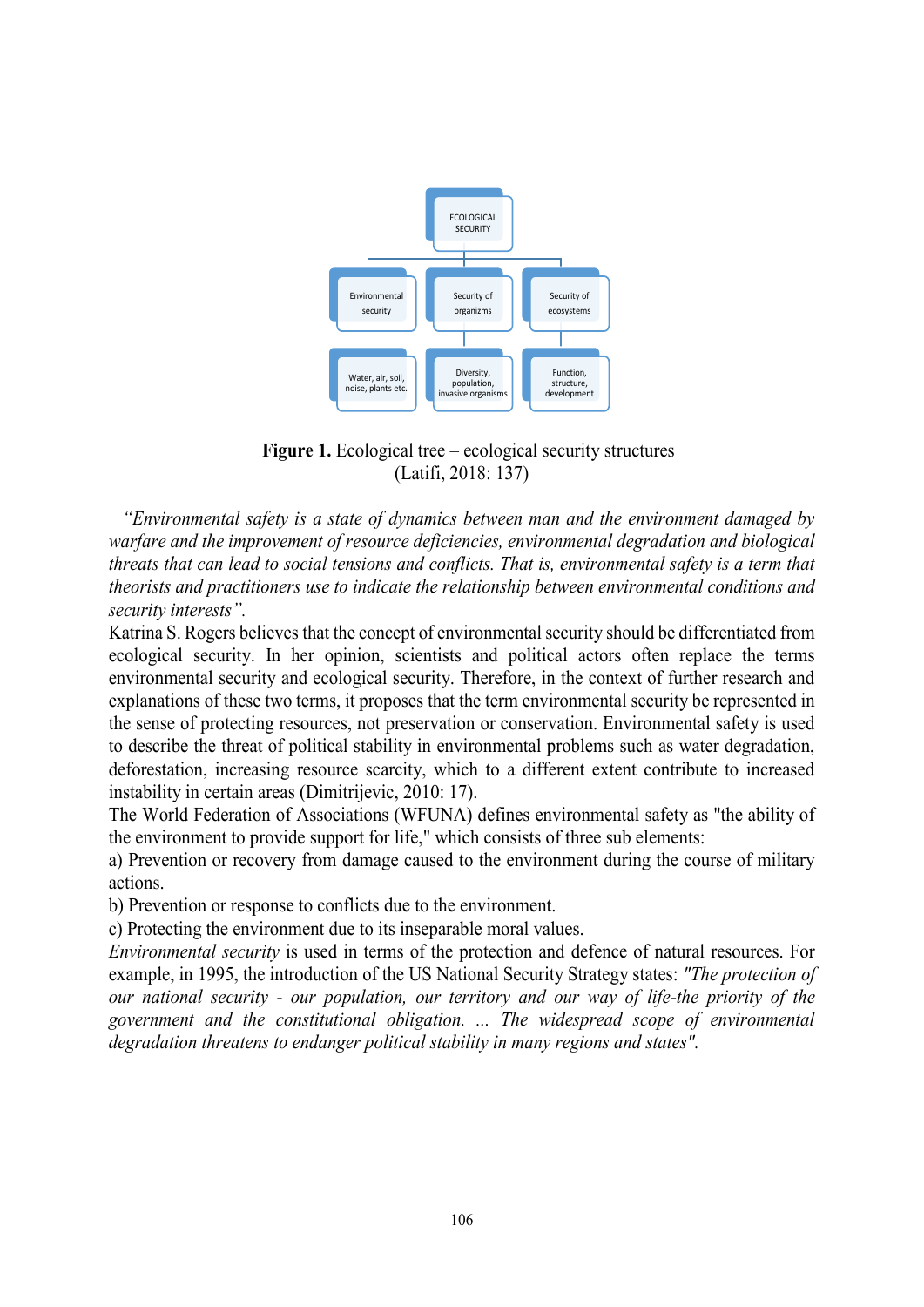ECOLOGICAL SECURITY

Environmental security | Security of organizms | Security of ecosystems

Water, air, soil, noise, plants etc. | Diversity, population, invasive organisms | Function, structure, development

**Figure 1.** Ecological tree – ecological security structures
(Latifi, 2018: 137)

*"Environmental safety is a state of dynamics between man and the environment damaged by warfare and the improvement of resource deficiencies, environmental degradation and biological threats that can lead to social tensions and conflicts. That is, environmental safety is a term that theorists and practitioners use to indicate the relationship between environmental conditions and security interests".*

Katrina S. Rogers believes that the concept of environmental security should be differentiated from ecological security. In her opinion, scientists and political actors often replace the terms environmental security and ecological security. Therefore, in the context of further research and explanations of these two terms, it proposes that the term environmental security be represented in the sense of protecting resources, not preservation or conservation. Environmental safety is used to describe the threat of political stability in environmental problems such as water degradation, deforestation, increasing resource scarcity, which to a different extent contribute to increased instability in certain areas (Dimitrijevic, 2010: 17).

The World Federation of Associations (WFUNA) defines environmental safety as "the ability of the environment to provide support for life," which consists of three sub elements:

a) Prevention or recovery from damage caused to the environment during the course of military actions.

b) Prevention or response to conflicts due to the environment.

c) Protecting the environment due to its inseparable moral values.

*Environmental security* is used in terms of the protection and defence of natural resources. For example, in 1995, the introduction of the US National Security Strategy states: *"The protection of our national security - our population, our territory and our way of life-the priority of the government and the constitutional obligation. ... The widespread scope of environmental degradation threatens to endanger political stability in many regions and states".*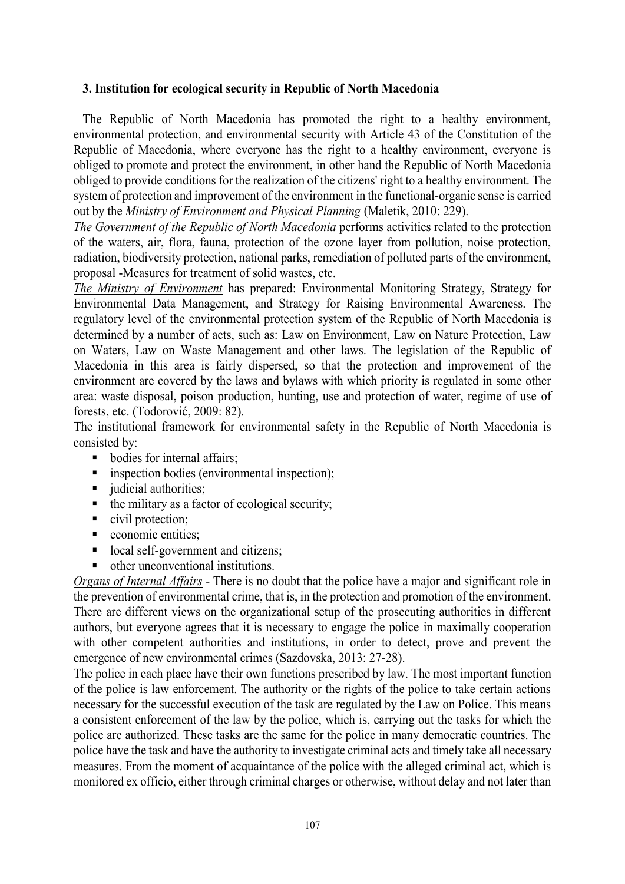### 3. Institution for ecological security in Republic of North Macedonia

The Republic of North Macedonia has promoted the right to a healthy environment, environmental protection, and environmental security with Article 43 of the Constitution of the Republic of Macedonia, where everyone has the right to a healthy environment, everyone is obliged to promote and protect the environment, in other hand the Republic of North Macedonia obliged to provide conditions for the realization of the citizens' right to a healthy environment. The system of protection and improvement of the environment in the functional-organic sense is carried out by the *Ministry of Environment and Physical Planning* (Maletik, 2010: 229).

*The Government of the Republic of North Macedonia* performs activities related to the protection of the waters, air, flora, fauna, protection of the ozone layer from pollution, noise protection, radiation, biodiversity protection, national parks, remediation of polluted parts of the environment, proposal -Measures for treatment of solid wastes, etc.

*The Ministry of Environment* has prepared: Environmental Monitoring Strategy, Strategy for Environmental Data Management, and Strategy for Raising Environmental Awareness. The regulatory level of the environmental protection system of the Republic of North Macedonia is determined by a number of acts, such as: Law on Environment, Law on Nature Protection, Law on Waters, Law on Waste Management and other laws. The legislation of the Republic of Macedonia in this area is fairly dispersed, so that the protection and improvement of the environment are covered by the laws and bylaws with which priority is regulated in some other area: waste disposal, poison production, hunting, use and protection of water, regime of use of forests, etc. (Todorović, 2009: 82).

The institutional framework for environmental safety in the Republic of North Macedonia is consisted by:

- bodies for internal affairs;
- inspection bodies (environmental inspection);
- judicial authorities;
- the military as a factor of ecological security;
- civil protection;
- economic entities;
- local self-government and citizens;
- other unconventional institutions.

*Organs of Internal Affairs* - There is no doubt that the police have a major and significant role in the prevention of environmental crime, that is, in the protection and promotion of the environment. There are different views on the organizational setup of the prosecuting authorities in different authors, but everyone agrees that it is necessary to engage the police in maximally cooperation with other competent authorities and institutions, in order to detect, prove and prevent the emergence of new environmental crimes (Sazdovska, 2013: 27-28).

The police in each place have their own functions prescribed by law. The most important function of the police is law enforcement. The authority or the rights of the police to take certain actions necessary for the successful execution of the task are regulated by the Law on Police. This means a consistent enforcement of the law by the police, which is, carrying out the tasks for which the police are authorized. These tasks are the same for the police in many democratic countries. The police have the task and have the authority to investigate criminal acts and timely take all necessary measures. From the moment of acquaintance of the police with the alleged criminal act, which is monitored ex officio, either through criminal charges or otherwise, without delay and not later than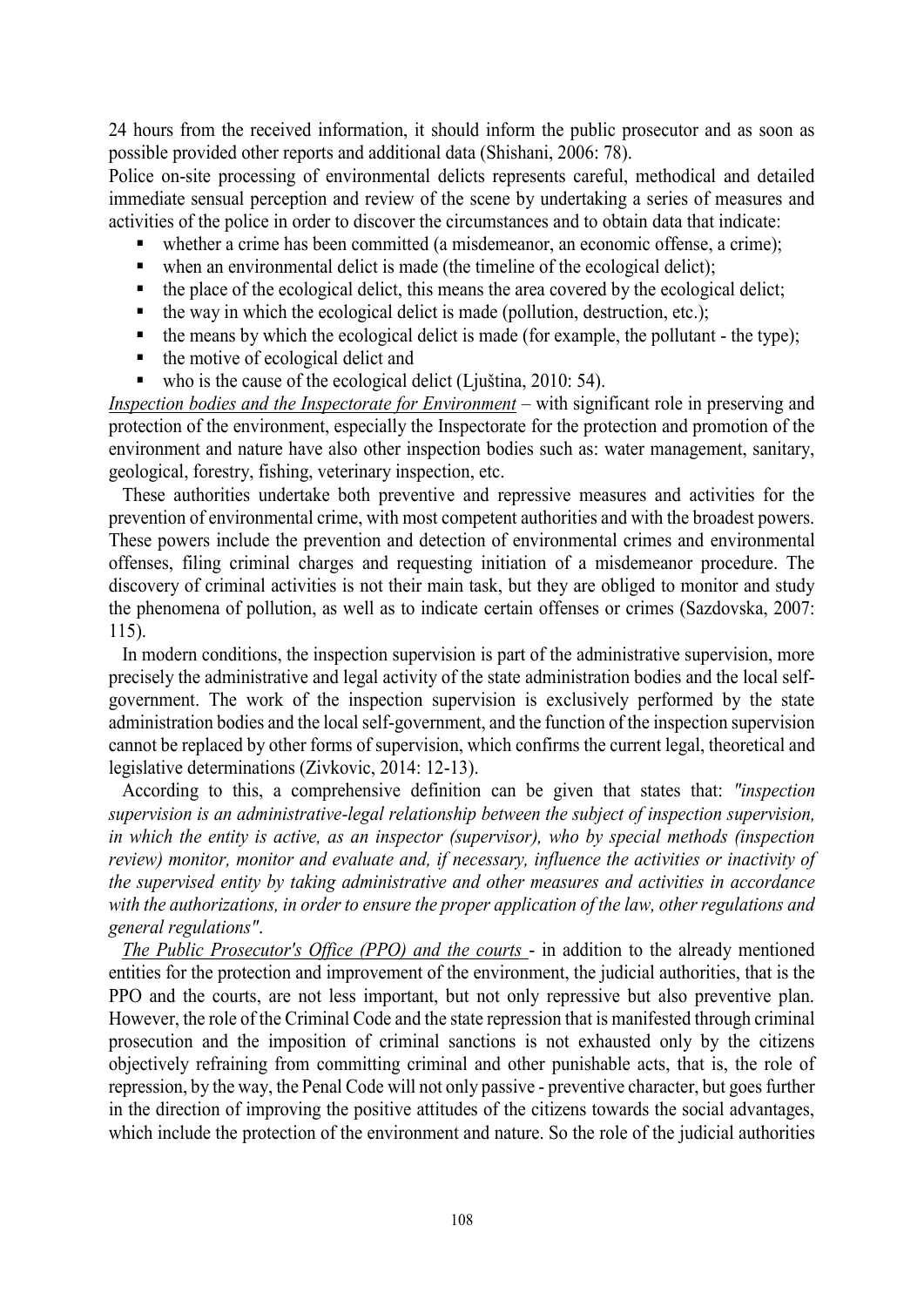24 hours from the received information, it should inform the public prosecutor and as soon as possible provided other reports and additional data (Shishani, 2006: 78).

Police on-site processing of environmental delicts represents careful, methodical and detailed immediate sensual perception and review of the scene by undertaking a series of measures and activities of the police in order to discover the circumstances and to obtain data that indicate:

- whether a crime has been committed (a misdemeanor, an economic offense, a crime);
- when an environmental delict is made (the timeline of the ecological delict);
- the place of the ecological delict, this means the area covered by the ecological delict;
- the way in which the ecological delict is made (pollution, destruction, etc.);
- the means by which the ecological delict is made (for example, the pollutant - the type);
- the motive of ecological delict and
- who is the cause of the ecological delict (Ljuština, 2010: 54).

*Inspection bodies and the Inspectorate for Environment* – with significant role in preserving and protection of the environment, especially the Inspectorate for the protection and promotion of the environment and nature have also other inspection bodies such as: water management, sanitary, geological, forestry, fishing, veterinary inspection, etc.

These authorities undertake both preventive and repressive measures and activities for the prevention of environmental crime, with most competent authorities and with the broadest powers. These powers include the prevention and detection of environmental crimes and environmental offenses, filing criminal charges and requesting initiation of a misdemeanor procedure. The discovery of criminal activities is not their main task, but they are obliged to monitor and study the phenomena of pollution, as well as to indicate certain offenses or crimes (Sazdovska, 2007: 115).

In modern conditions, the inspection supervision is part of the administrative supervision, more precisely the administrative and legal activity of the state administration bodies and the local self-government. The work of the inspection supervision is exclusively performed by the state administration bodies and the local self-government, and the function of the inspection supervision cannot be replaced by other forms of supervision, which confirms the current legal, theoretical and legislative determinations (Zivkovic, 2014: 12-13).

According to this, a comprehensive definition can be given that states that: *"inspection supervision is an administrative-legal relationship between the subject of inspection supervision, in which the entity is active, as an inspector (supervisor), who by special methods (inspection review) monitor, monitor and evaluate and, if necessary, influence the activities or inactivity of the supervised entity by taking administrative and other measures and activities in accordance with the authorizations, in order to ensure the proper application of the law, other regulations and general regulations"*.

*The Public Prosecutor's Office (PPO) and the courts* - in addition to the already mentioned entities for the protection and improvement of the environment, the judicial authorities, that is the PPO and the courts, are not less important, but not only repressive but also preventive plan. However, the role of the Criminal Code and the state repression that is manifested through criminal prosecution and the imposition of criminal sanctions is not exhausted only by the citizens objectively refraining from committing criminal and other punishable acts, that is, the role of repression, by the way, the Penal Code will not only passive - preventive character, but goes further in the direction of improving the positive attitudes of the citizens towards the social advantages, which include the protection of the environment and nature. So the role of the judicial authorities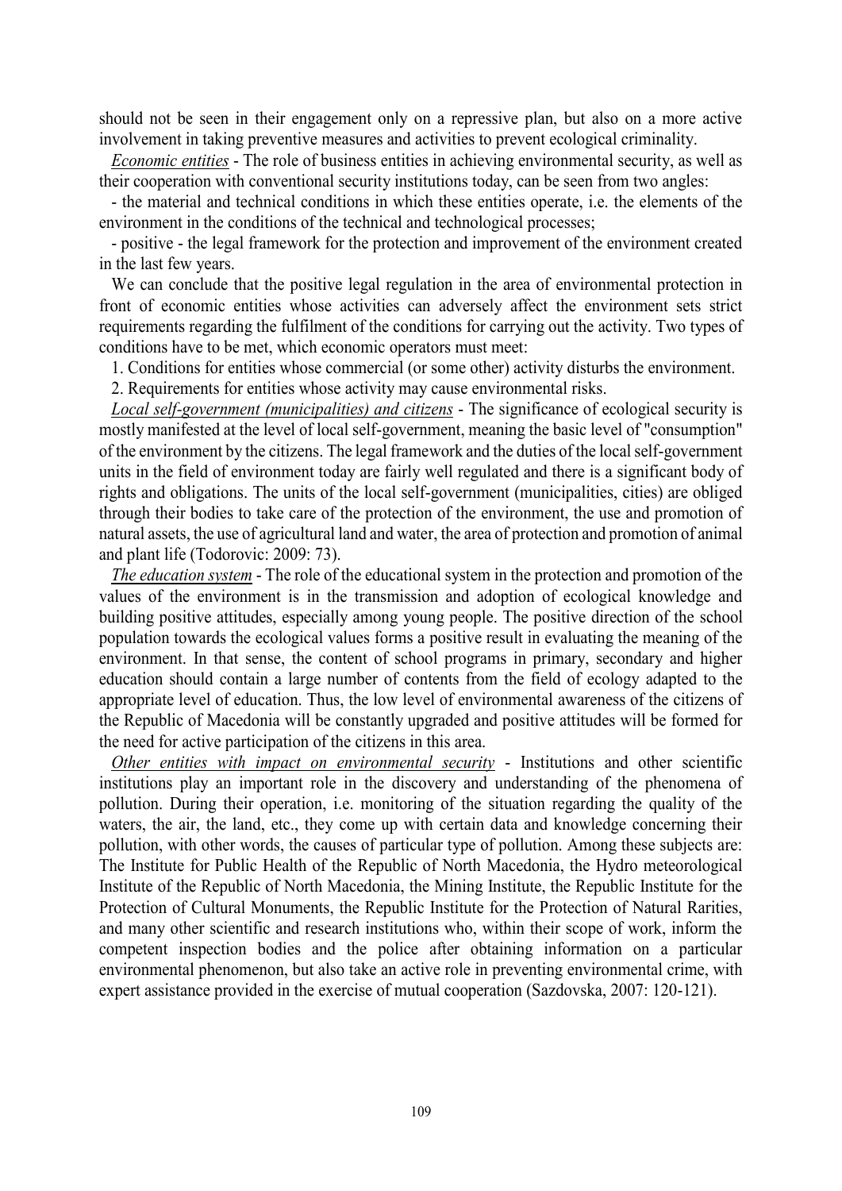should not be seen in their engagement only on a repressive plan, but also on a more active involvement in taking preventive measures and activities to prevent ecological criminality.

*Economic entities* - The role of business entities in achieving environmental security, as well as their cooperation with conventional security institutions today, can be seen from two angles:

- the material and technical conditions in which these entities operate, i.e. the elements of the environment in the conditions of the technical and technological processes;
- positive - the legal framework for the protection and improvement of the environment created in the last few years.

We can conclude that the positive legal regulation in the area of environmental protection in front of economic entities whose activities can adversely affect the environment sets strict requirements regarding the fulfilment of the conditions for carrying out the activity. Two types of conditions have to be met, which economic operators must meet:

1. Conditions for entities whose commercial (or some other) activity disturbs the environment.
2. Requirements for entities whose activity may cause environmental risks.

*Local self-government (municipalities) and citizens* - The significance of ecological security is mostly manifested at the level of local self-government, meaning the basic level of "consumption" of the environment by the citizens. The legal framework and the duties of the local self-government units in the field of environment today are fairly well regulated and there is a significant body of rights and obligations. The units of the local self-government (municipalities, cities) are obliged through their bodies to take care of the protection of the environment, the use and promotion of natural assets, the use of agricultural land and water, the area of protection and promotion of animal and plant life (Todorovic: 2009: 73).

*The education system* - The role of the educational system in the protection and promotion of the values of the environment is in the transmission and adoption of ecological knowledge and building positive attitudes, especially among young people. The positive direction of the school population towards the ecological values forms a positive result in evaluating the meaning of the environment. In that sense, the content of school programs in primary, secondary and higher education should contain a large number of contents from the field of ecology adapted to the appropriate level of education. Thus, the low level of environmental awareness of the citizens of the Republic of Macedonia will be constantly upgraded and positive attitudes will be formed for the need for active participation of the citizens in this area.

*Other entities with impact on environmental security* - Institutions and other scientific institutions play an important role in the discovery and understanding of the phenomena of pollution. During their operation, i.e. monitoring of the situation regarding the quality of the waters, the air, the land, etc., they come up with certain data and knowledge concerning their pollution, with other words, the causes of particular type of pollution. Among these subjects are: The Institute for Public Health of the Republic of North Macedonia, the Hydro meteorological Institute of the Republic of North Macedonia, the Mining Institute, the Republic Institute for the Protection of Cultural Monuments, the Republic Institute for the Protection of Natural Rarities, and many other scientific and research institutions who, within their scope of work, inform the competent inspection bodies and the police after obtaining information on a particular environmental phenomenon, but also take an active role in preventing environmental crime, with expert assistance provided in the exercise of mutual cooperation (Sazdovska, 2007: 120-121).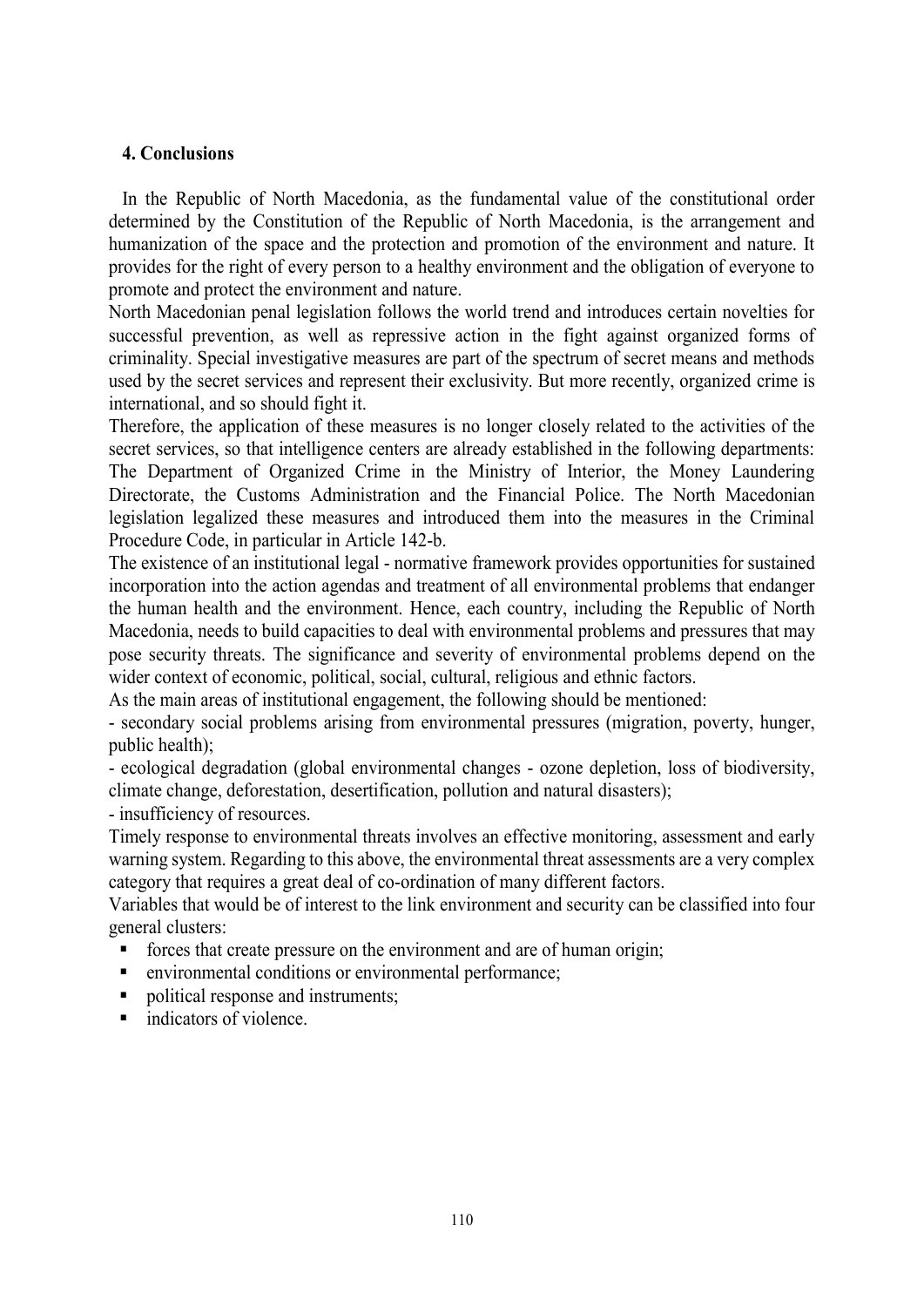## 4. Conclusions

In the Republic of North Macedonia, as the fundamental value of the constitutional order determined by the Constitution of the Republic of North Macedonia, is the arrangement and humanization of the space and the protection and promotion of the environment and nature. It provides for the right of every person to a healthy environment and the obligation of everyone to promote and protect the environment and nature.

North Macedonian penal legislation follows the world trend and introduces certain novelties for successful prevention, as well as repressive action in the fight against organized forms of criminality. Special investigative measures are part of the spectrum of secret means and methods used by the secret services and represent their exclusivity. But more recently, organized crime is international, and so should fight it.

Therefore, the application of these measures is no longer closely related to the activities of the secret services, so that intelligence centers are already established in the following departments: The Department of Organized Crime in the Ministry of Interior, the Money Laundering Directorate, the Customs Administration and the Financial Police. The North Macedonian legislation legalized these measures and introduced them into the measures in the Criminal Procedure Code, in particular in Article 142-b.

The existence of an institutional legal - normative framework provides opportunities for sustained incorporation into the action agendas and treatment of all environmental problems that endanger the human health and the environment. Hence, each country, including the Republic of North Macedonia, needs to build capacities to deal with environmental problems and pressures that may pose security threats. The significance and severity of environmental problems depend on the wider context of economic, political, social, cultural, religious and ethnic factors.

As the main areas of institutional engagement, the following should be mentioned:

- secondary social problems arising from environmental pressures (migration, poverty, hunger, public health);
- ecological degradation (global environmental changes - ozone depletion, loss of biodiversity, climate change, deforestation, desertification, pollution and natural disasters);
- insufficiency of resources.

Timely response to environmental threats involves an effective monitoring, assessment and early warning system. Regarding to this above, the environmental threat assessments are a very complex category that requires a great deal of co-ordination of many different factors.

Variables that would be of interest to the link environment and security can be classified into four general clusters:

- forces that create pressure on the environment and are of human origin;
- environmental conditions or environmental performance;
- political response and instruments;
- indicators of violence.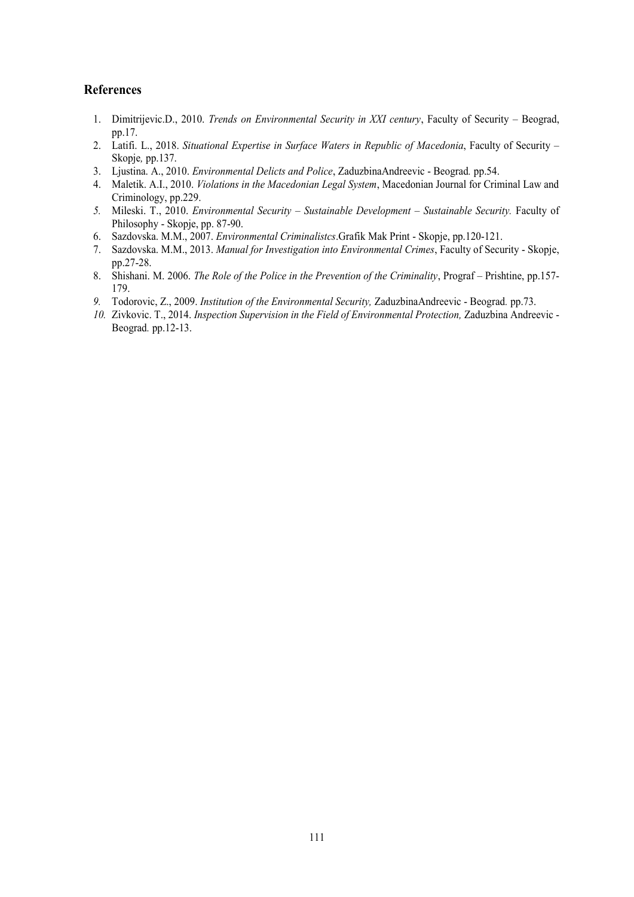## References

1. Dimitrijevic.D., 2010. *Trends on Environmental Security in XXI century*, Faculty of Security – Beograd, pp.17.
2. Latifi. L., 2018. *Situational Expertise in Surface Waters in Republic of Macedonia*, Faculty of Security – Skopje, pp.137.
3. Ljustina. A., 2010. *Environmental Delicts and Police*, ZaduzbinaAndreevic - Beograd. pp.54.
4. Maletik. A.I., 2010. *Violations in the Macedonian Legal System*, Macedonian Journal for Criminal Law and Criminology, pp.229.
5. Mileski. T., 2010. *Environmental Security – Sustainable Development – Sustainable Security.* Faculty of Philosophy - Skopje, pp. 87-90.
6. Sazdovska. M.M., 2007. *Environmental Criminalistcs*.Grafik Mak Print - Skopje, pp.120-121.
7. Sazdovska. M.M., 2013. *Manual for Investigation into Environmental Crimes*, Faculty of Security - Skopje, pp.27-28.
8. Shishani. M. 2006. *The Role of the Police in the Prevention of the Criminality*, Prograf – Prishtine, pp.157-179.
9. Todorovic, Z., 2009. *Institution of the Environmental Security,* ZaduzbinaAndreevic - Beograd. pp.73.
10. Zivkovic. T., 2014. *Inspection Supervision in the Field of Environmental Protection,* Zaduzbina Andreevic - Beograd. pp.12-13.